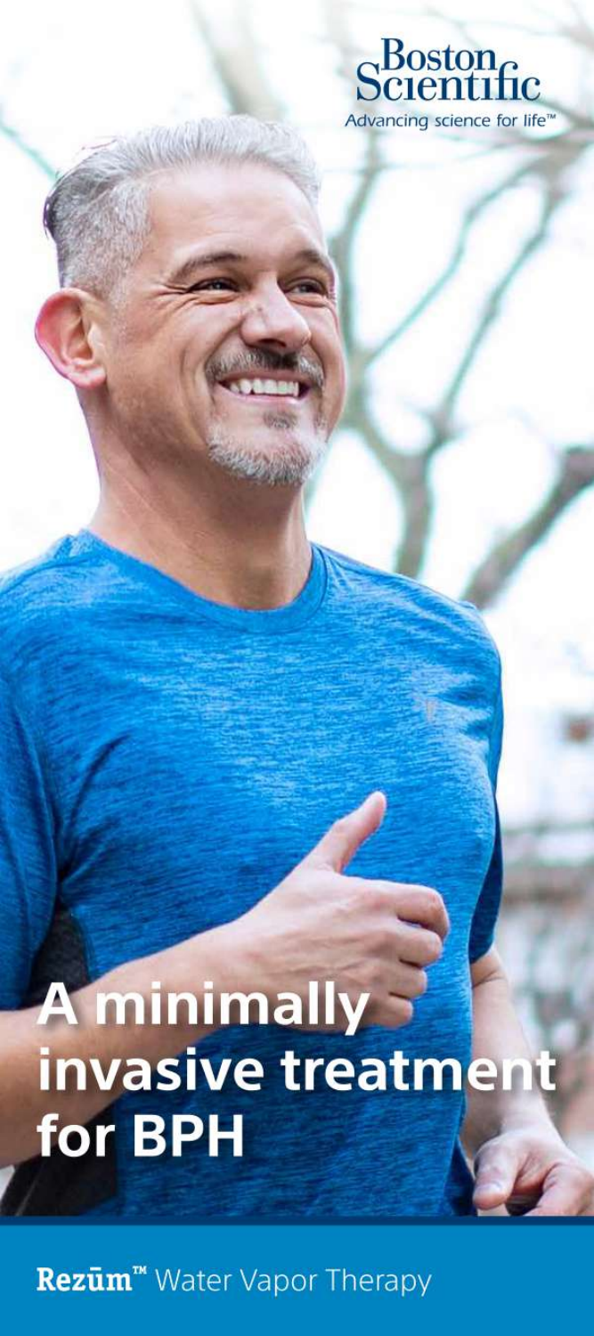Boston Scientific

Advancing science for life™

# A minimally invasive treatment for BPH

**Rezūm™** Water Vapor Therapy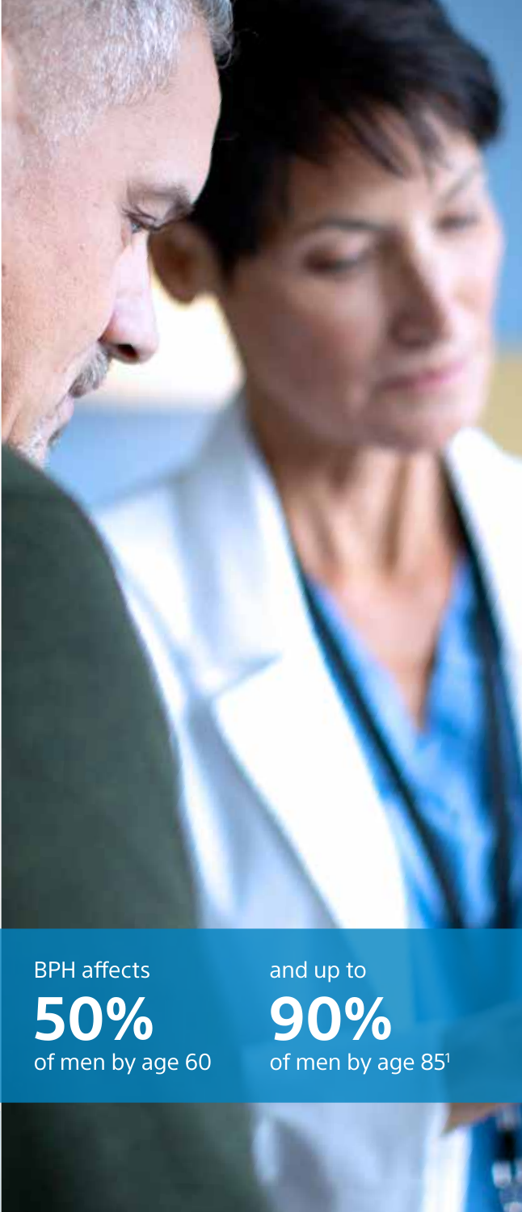BPH affects **50%** of men by age 60 and up to **90%** of men by age 85[1]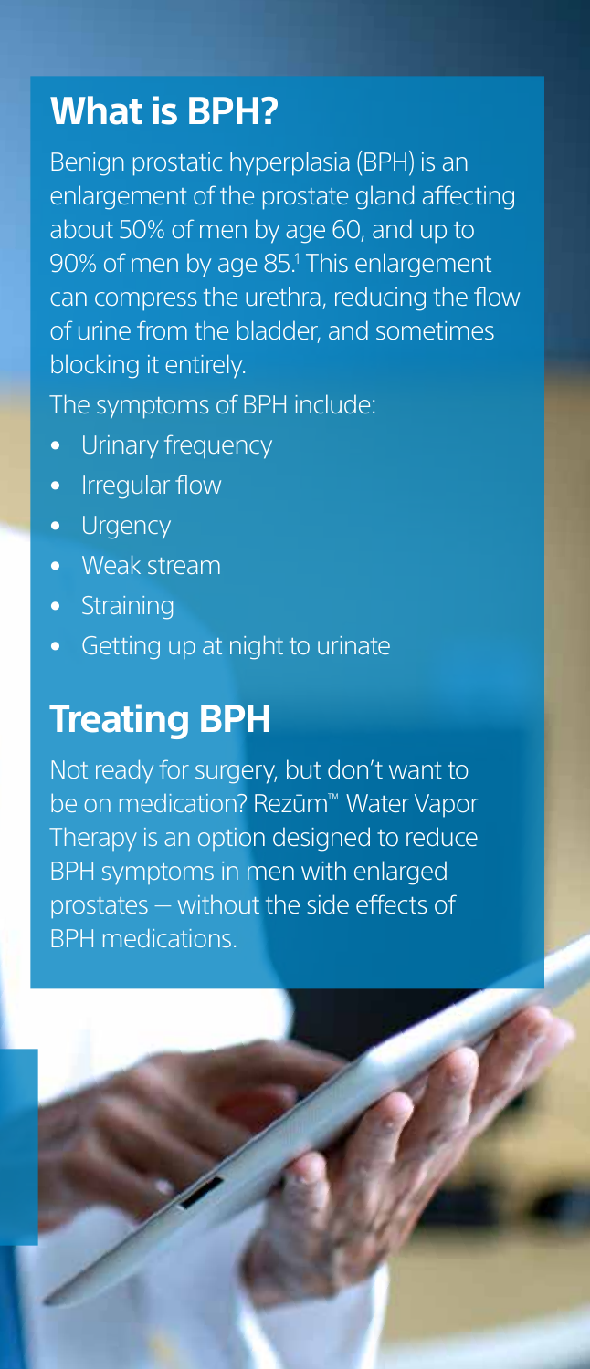## What is BPH?

Benign prostatic hyperplasia (BPH) is an enlargement of the prostate gland affecting about 50% of men by age 60, and up to 90% of men by age 85.[1] This enlargement can compress the urethra, reducing the flow of urine from the bladder, and sometimes blocking it entirely.

The symptoms of BPH include:

- Urinary frequency
- Irregular flow
- Urgency
- Weak stream
- Straining
- Getting up at night to urinate

## Treating BPH

Not ready for surgery, but don't want to be on medication? Rezūm™ Water Vapor Therapy is an option designed to reduce BPH symptoms in men with enlarged prostates – without the side effects of BPH medications.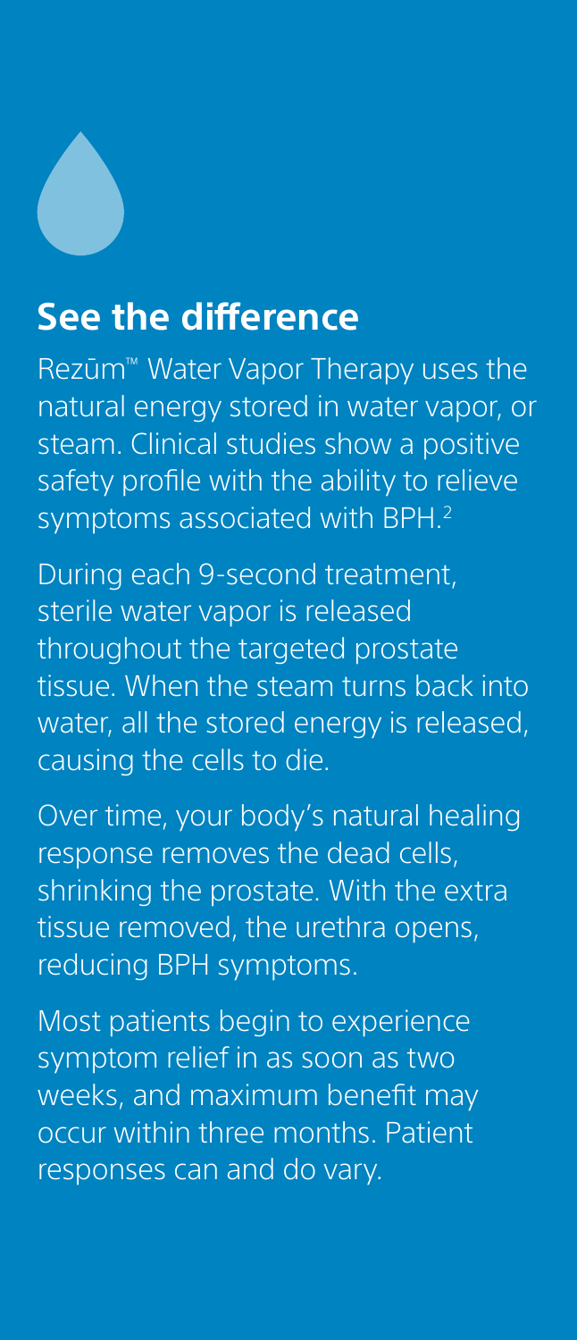## See the difference

Rezūm™ Water Vapor Therapy uses the natural energy stored in water vapor, or steam. Clinical studies show a positive safety profile with the ability to relieve symptoms associated with BPH.[2]

During each 9-second treatment, sterile water vapor is released throughout the targeted prostate tissue. When the steam turns back into water, all the stored energy is released, causing the cells to die.

Over time, your body's natural healing response removes the dead cells, shrinking the prostate. With the extra tissue removed, the urethra opens, reducing BPH symptoms.

Most patients begin to experience symptom relief in as soon as two weeks, and maximum benefit may occur within three months. Patient responses can and do vary.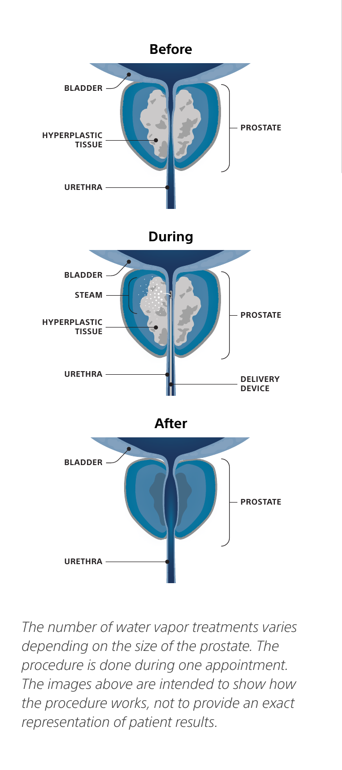## Before

BLADDER

HYPERPLASTIC TISSUE

PROSTATE

URETHRA

## During

BLADDER

STEAM

HYPERPLASTIC TISSUE

PROSTATE

URETHRA

DELIVERY DEVICE

## After

BLADDER

PROSTATE

URETHRA

*The number of water vapor treatments varies depending on the size of the prostate. The procedure is done during one appointment. The images above are intended to show how the procedure works, not to provide an exact representation of patient results.*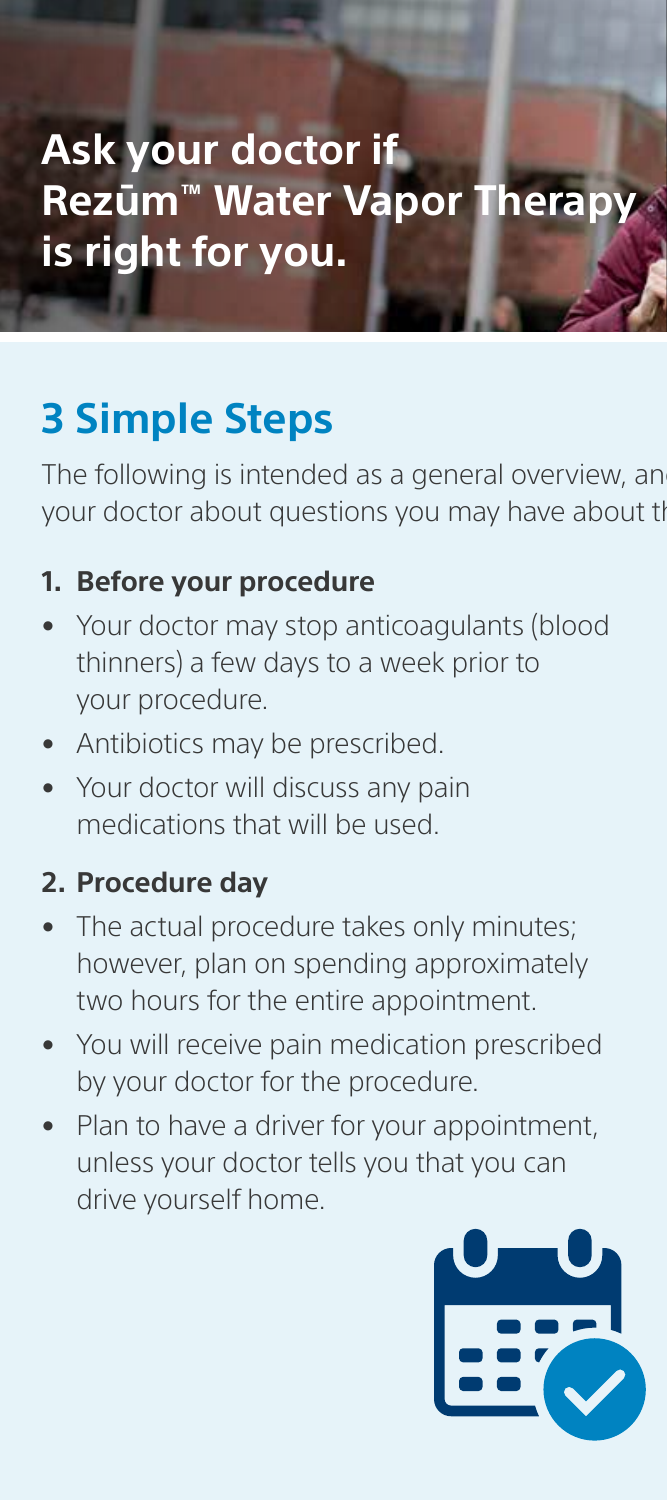## Ask your doctor if Rezūm™ Water Vapor Therapy is right for you.

# 3 Simple Steps

The following is intended as a general overview, an your doctor about questions you may have about th

1. **Before your procedure**
   - Your doctor may stop anticoagulants (blood thinners) a few days to a week prior to your procedure.
   - Antibiotics may be prescribed.
   - Your doctor will discuss any pain medications that will be used.

2. **Procedure day**
   - The actual procedure takes only minutes; however, plan on spending approximately two hours for the entire appointment.
   - You will receive pain medication prescribed by your doctor for the procedure.
   - Plan to have a driver for your appointment, unless your doctor tells you that you can drive yourself home.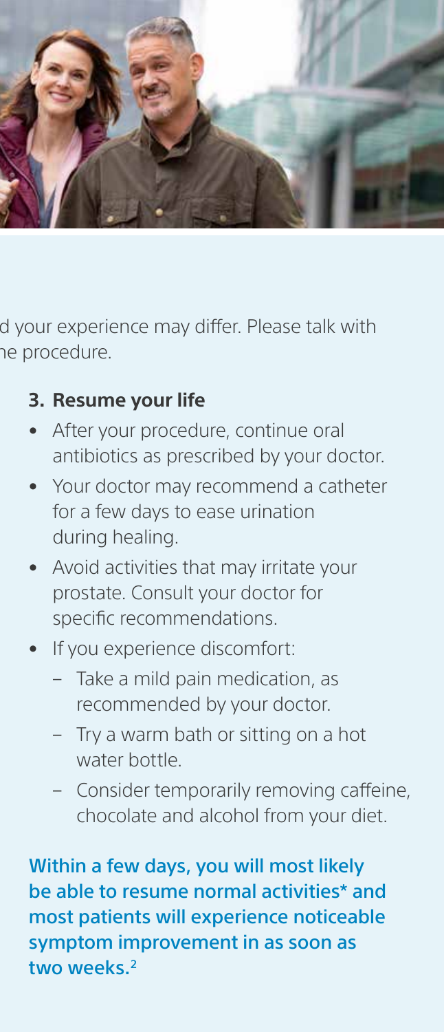d your experience may differ. Please talk with he procedure.

### 3. Resume your life

- After your procedure, continue oral antibiotics as prescribed by your doctor.
- Your doctor may recommend a catheter for a few days to ease urination during healing.
- Avoid activities that may irritate your prostate. Consult your doctor for specific recommendations.
- If you experience discomfort:
  - Take a mild pain medication, as recommended by your doctor.
  - Try a warm bath or sitting on a hot water bottle.
  - Consider temporarily removing caffeine, chocolate and alcohol from your diet.

**Within a few days, you will most likely be able to resume normal activities* and most patients will experience noticeable symptom improvement in as soon as two weeks.[2]**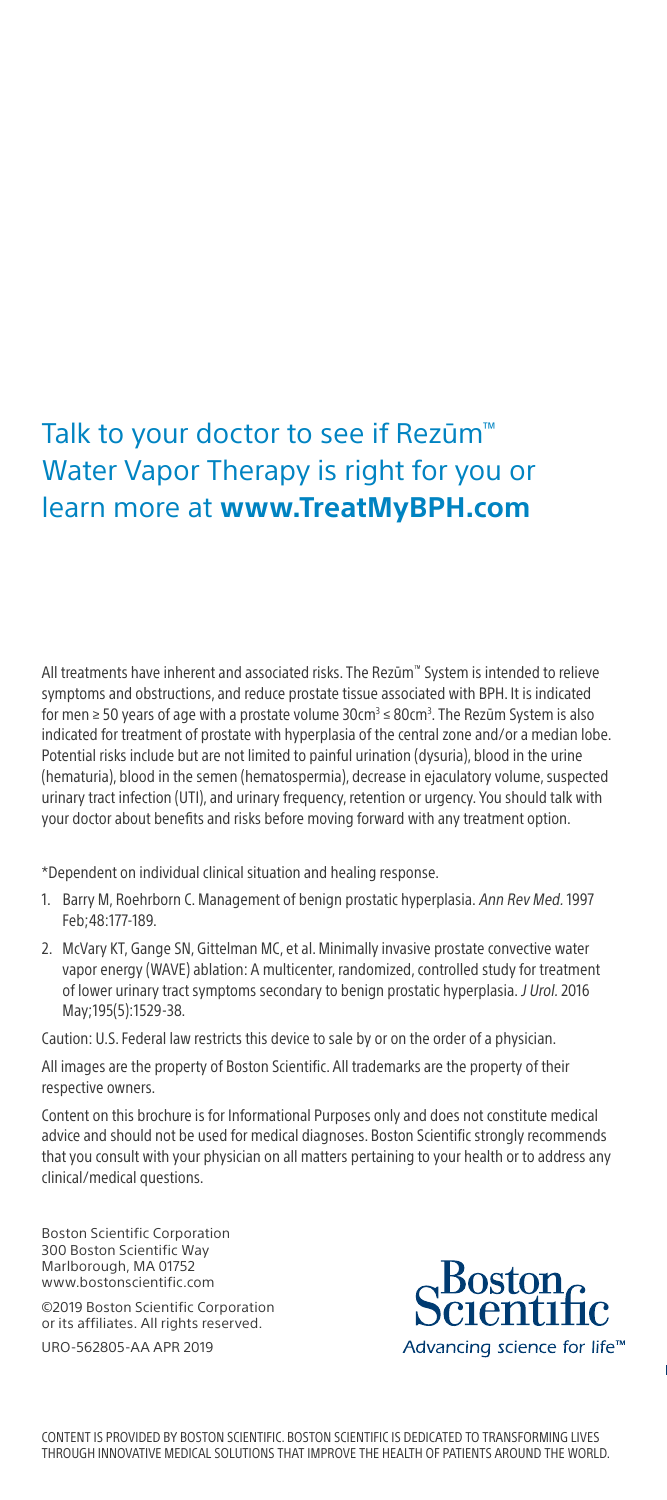## Talk to your doctor to see if Rezūm™ Water Vapor Therapy is right for you or learn more at **www.TreatMyBPH.com**

All treatments have inherent and associated risks. The Rezūm™ System is intended to relieve symptoms and obstructions, and reduce prostate tissue associated with BPH. It is indicated for men ≥ 50 years of age with a prostate volume $30cm^3 \leq 80cm^3$. The Rezūm System is also indicated for treatment of prostate with hyperplasia of the central zone and/or a median lobe. Potential risks include but are not limited to painful urination (dysuria), blood in the urine (hematuria), blood in the semen (hematospermia), decrease in ejaculatory volume, suspected urinary tract infection (UTI), and urinary frequency, retention or urgency. You should talk with your doctor about benefits and risks before moving forward with any treatment option.

*Dependent on individual clinical situation and healing response.

1. Barry M, Roehrborn C. Management of benign prostatic hyperplasia. *Ann Rev Med.* 1997 Feb;48:177-189.
2. McVary KT, Gange SN, Gittelman MC, et al. Minimally invasive prostate convective water vapor energy (WAVE) ablation: A multicenter, randomized, controlled study for treatment of lower urinary tract symptoms secondary to benign prostatic hyperplasia. *J Urol.* 2016 May;195(5):1529-38.

Caution: U.S. Federal law restricts this device to sale by or on the order of a physician.

All images are the property of Boston Scientific. All trademarks are the property of their respective owners.

Content on this brochure is for Informational Purposes only and does not constitute medical advice and should not be used for medical diagnoses. Boston Scientific strongly recommends that you consult with your physician on all matters pertaining to your health or to address any clinical/medical questions.

Boston Scientific Corporation
300 Boston Scientific Way
Marlborough, MA 01752
www.bostonscientific.com

©2019 Boston Scientific Corporation or its affiliates. All rights reserved.

URO-562805-AA APR 2019

Boston Scientific
Advancing science for life™

CONTENT IS PROVIDED BY BOSTON SCIENTIFIC. BOSTON SCIENTIFIC IS DEDICATED TO TRANSFORMING LIVES THROUGH INNOVATIVE MEDICAL SOLUTIONS THAT IMPROVE THE HEALTH OF PATIENTS AROUND THE WORLD.